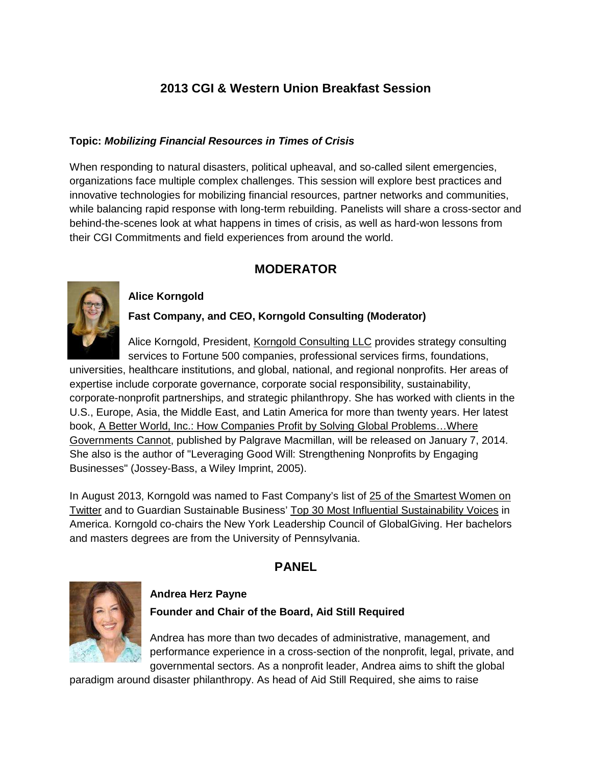# 2013 CGI & Western Union Breakfast Session

**Topic:** ***Mobilizing Financial Resources in Times of Crisis***

When responding to natural disasters, political upheaval, and so-called silent emergencies, organizations face multiple complex challenges. This session will explore best practices and innovative technologies for mobilizing financial resources, partner networks and communities, while balancing rapid response with long-term rebuilding. Panelists will share a cross-sector and behind-the-scenes look at what happens in times of crisis, as well as hard-won lessons from their CGI Commitments and field experiences from around the world.

## MODERATOR

**Alice Korngold**

**Fast Company, and CEO, Korngold Consulting (Moderator)**

Alice Korngold, President, Korngold Consulting LLC provides strategy consulting services to Fortune 500 companies, professional services firms, foundations, universities, healthcare institutions, and global, national, and regional nonprofits. Her areas of expertise include corporate governance, corporate social responsibility, sustainability, corporate-nonprofit partnerships, and strategic philanthropy. She has worked with clients in the U.S., Europe, Asia, the Middle East, and Latin America for more than twenty years. Her latest book, A Better World, Inc.: How Companies Profit by Solving Global Problems…Where Governments Cannot, published by Palgrave Macmillan, will be released on January 7, 2014. She also is the author of "Leveraging Good Will: Strengthening Nonprofits by Engaging Businesses" (Jossey-Bass, a Wiley Imprint, 2005).

In August 2013, Korngold was named to Fast Company's list of 25 of the Smartest Women on Twitter and to Guardian Sustainable Business' Top 30 Most Influential Sustainability Voices in America. Korngold co-chairs the New York Leadership Council of GlobalGiving. Her bachelors and masters degrees are from the University of Pennsylvania.

## PANEL

**Andrea Herz Payne**

**Founder and Chair of the Board, Aid Still Required**

Andrea has more than two decades of administrative, management, and performance experience in a cross-section of the nonprofit, legal, private, and governmental sectors. As a nonprofit leader, Andrea aims to shift the global paradigm around disaster philanthropy. As head of Aid Still Required, she aims to raise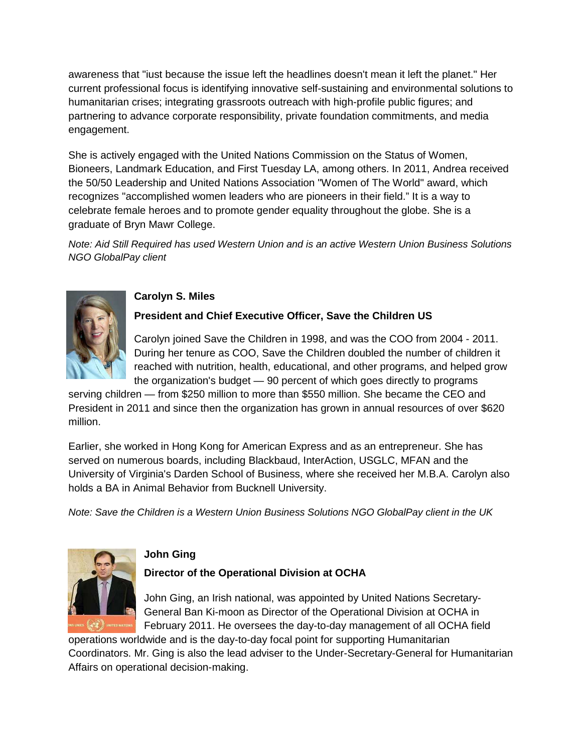awareness that "iust because the issue left the headlines doesn't mean it left the planet." Her current professional focus is identifying innovative self-sustaining and environmental solutions to humanitarian crises; integrating grassroots outreach with high-profile public figures; and partnering to advance corporate responsibility, private foundation commitments, and media engagement.

She is actively engaged with the United Nations Commission on the Status of Women, Bioneers, Landmark Education, and First Tuesday LA, among others. In 2011, Andrea received the 50/50 Leadership and United Nations Association "Women of The World" award, which recognizes "accomplished women leaders who are pioneers in their field." It is a way to celebrate female heroes and to promote gender equality throughout the globe. She is a graduate of Bryn Mawr College.

*Note: Aid Still Required has used Western Union and is an active Western Union Business Solutions NGO GlobalPay client*

**Carolyn S. Miles**

**President and Chief Executive Officer, Save the Children US**

Carolyn joined Save the Children in 1998, and was the COO from 2004 - 2011. During her tenure as COO, Save the Children doubled the number of children it reached with nutrition, health, educational, and other programs, and helped grow the organization's budget — 90 percent of which goes directly to programs serving children — from $250 million to more than $550 million. She became the CEO and President in 2011 and since then the organization has grown in annual resources of over $620 million.

Earlier, she worked in Hong Kong for American Express and as an entrepreneur. She has served on numerous boards, including Blackbaud, InterAction, USGLC, MFAN and the University of Virginia's Darden School of Business, where she received her M.B.A. Carolyn also holds a BA in Animal Behavior from Bucknell University.

*Note: Save the Children is a Western Union Business Solutions NGO GlobalPay client in the UK*

**John Ging**

**Director of the Operational Division at OCHA**

John Ging, an Irish national, was appointed by United Nations Secretary-General Ban Ki-moon as Director of the Operational Division at OCHA in February 2011. He oversees the day-to-day management of all OCHA field operations worldwide and is the day-to-day focal point for supporting Humanitarian Coordinators. Mr. Ging is also the lead adviser to the Under-Secretary-General for Humanitarian Affairs on operational decision-making.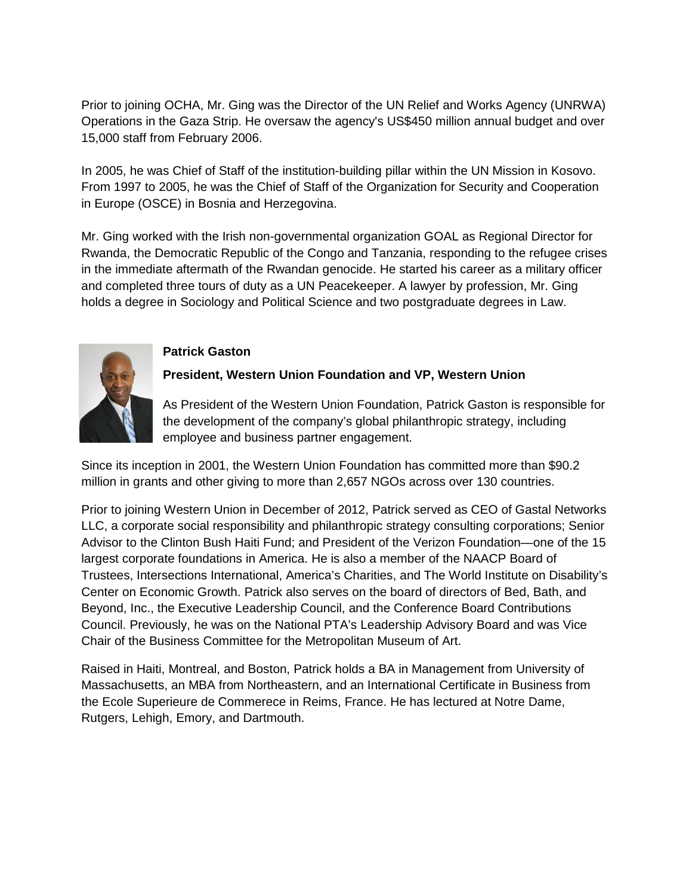Prior to joining OCHA, Mr. Ging was the Director of the UN Relief and Works Agency (UNRWA) Operations in the Gaza Strip. He oversaw the agency's US$450 million annual budget and over 15,000 staff from February 2006.

In 2005, he was Chief of Staff of the institution-building pillar within the UN Mission in Kosovo. From 1997 to 2005, he was the Chief of Staff of the Organization for Security and Cooperation in Europe (OSCE) in Bosnia and Herzegovina.

Mr. Ging worked with the Irish non-governmental organization GOAL as Regional Director for Rwanda, the Democratic Republic of the Congo and Tanzania, responding to the refugee crises in the immediate aftermath of the Rwandan genocide. He started his career as a military officer and completed three tours of duty as a UN Peacekeeper. A lawyer by profession, Mr. Ging holds a degree in Sociology and Political Science and two postgraduate degrees in Law.

**Patrick Gaston**

**President, Western Union Foundation and VP, Western Union**

As President of the Western Union Foundation, Patrick Gaston is responsible for the development of the company's global philanthropic strategy, including employee and business partner engagement.

Since its inception in 2001, the Western Union Foundation has committed more than $90.2 million in grants and other giving to more than 2,657 NGOs across over 130 countries.

Prior to joining Western Union in December of 2012, Patrick served as CEO of Gastal Networks LLC, a corporate social responsibility and philanthropic strategy consulting corporations; Senior Advisor to the Clinton Bush Haiti Fund; and President of the Verizon Foundation—one of the 15 largest corporate foundations in America. He is also a member of the NAACP Board of Trustees, Intersections International, America's Charities, and The World Institute on Disability's Center on Economic Growth. Patrick also serves on the board of directors of Bed, Bath, and Beyond, Inc., the Executive Leadership Council, and the Conference Board Contributions Council. Previously, he was on the National PTA's Leadership Advisory Board and was Vice Chair of the Business Committee for the Metropolitan Museum of Art.

Raised in Haiti, Montreal, and Boston, Patrick holds a BA in Management from University of Massachusetts, an MBA from Northeastern, and an International Certificate in Business from the Ecole Superieure de Commerece in Reims, France. He has lectured at Notre Dame, Rutgers, Lehigh, Emory, and Dartmouth.